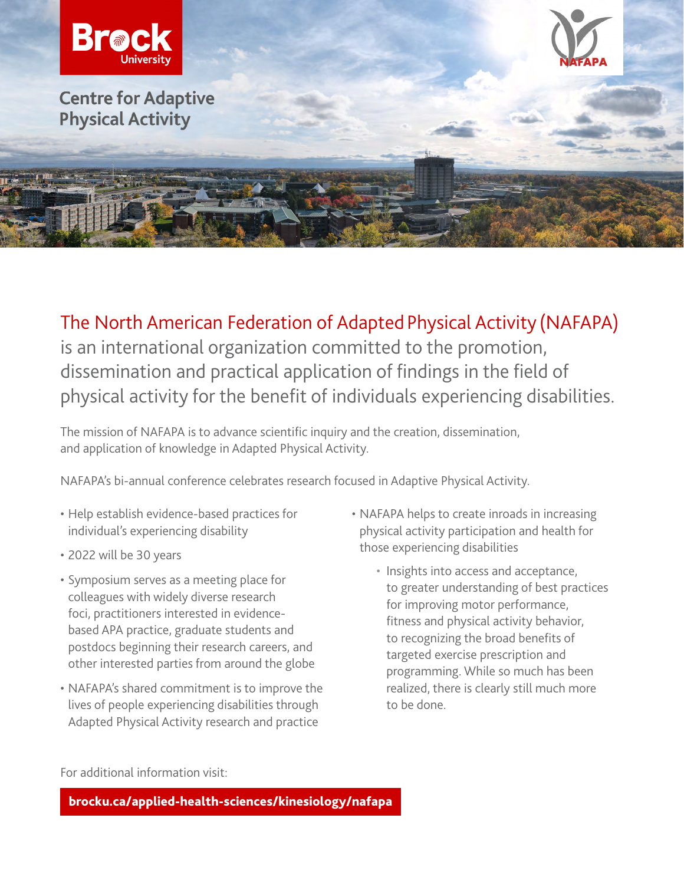Brock University

# Centre for Adaptive Physical Activity

NAFAPA

## The North American Federation of Adapted Physical Activity (NAFAPA) is an international organization committed to the promotion, dissemination and practical application of findings in the field of physical activity for the benefit of individuals experiencing disabilities.

The mission of NAFAPA is to advance scientific inquiry and the creation, dissemination, and application of knowledge in Adapted Physical Activity.

NAFAPA's bi-annual conference celebrates research focused in Adaptive Physical Activity.

- Help establish evidence-based practices for individual's experiencing disability
- 2022 will be 30 years
- Symposium serves as a meeting place for colleagues with widely diverse research foci, practitioners interested in evidence-based APA practice, graduate students and postdocs beginning their research careers, and other interested parties from around the globe
- NAFAPA's shared commitment is to improve the lives of people experiencing disabilities through Adapted Physical Activity research and practice
- NAFAPA helps to create inroads in increasing physical activity participation and health for those experiencing disabilities
  - Insights into access and acceptance, to greater understanding of best practices for improving motor performance, fitness and physical activity behavior, to recognizing the broad benefits of targeted exercise prescription and programming. While so much has been realized, there is clearly still much more to be done.

For additional information visit:

**brocku.ca/applied-health-sciences/kinesiology/nafapa**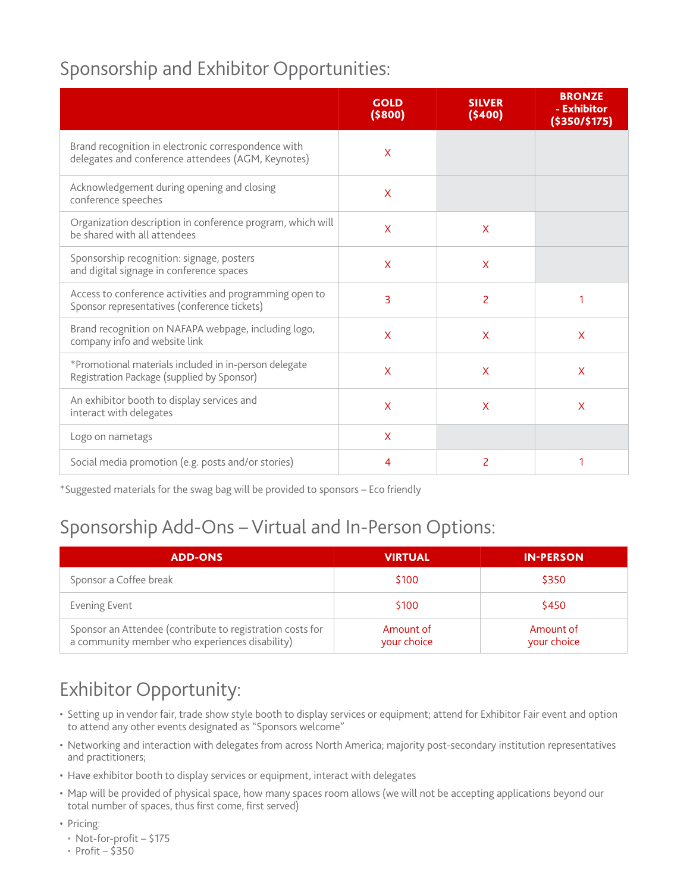## Sponsorship and Exhibitor Opportunities:

| | GOLD ($800) | SILVER ($400) | BRONZE - Exhibitor ($350/$175) |
|---|---|---|---|
| Brand recognition in electronic correspondence with delegates and conference attendees (AGM, Keynotes) | X | | |
| Acknowledgement during opening and closing conference speeches | X | | |
| Organization description in conference program, which will be shared with all attendees | X | X | |
| Sponsorship recognition: signage, posters and digital signage in conference spaces | X | X | |
| Access to conference activities and programming open to Sponsor representatives (conference tickets) | 3 | 2 | 1 |
| Brand recognition on NAFAPA webpage, including logo, company info and website link | X | X | X |
| *Promotional materials included in in-person delegate Registration Package (supplied by Sponsor) | X | X | X |
| An exhibitor booth to display services and interact with delegates | X | X | X |
| Logo on nametags | X | | |
| Social media promotion (e.g. posts and/or stories) | 4 | 2 | 1 |

*Suggested materials for the swag bag will be provided to sponsors – Eco friendly

## Sponsorship Add-Ons – Virtual and In-Person Options:

| ADD-ONS | VIRTUAL | IN-PERSON |
|---|---|---|
| Sponsor a Coffee break | $100 | $350 |
| Evening Event | $100 | $450 |
| Sponsor an Attendee (contribute to registration costs for a community member who experiences disability) | Amount of your choice | Amount of your choice |

## Exhibitor Opportunity:

- Setting up in vendor fair, trade show style booth to display services or equipment; attend for Exhibitor Fair event and option to attend any other events designated as "Sponsors welcome"
- Networking and interaction with delegates from across North America; majority post-secondary institution representatives and practitioners;
- Have exhibitor booth to display services or equipment, interact with delegates
- Map will be provided of physical space, how many spaces room allows (we will not be accepting applications beyond our total number of spaces, thus first come, first served)
- Pricing:
  - Not-for-profit – $175
  - Profit – $350